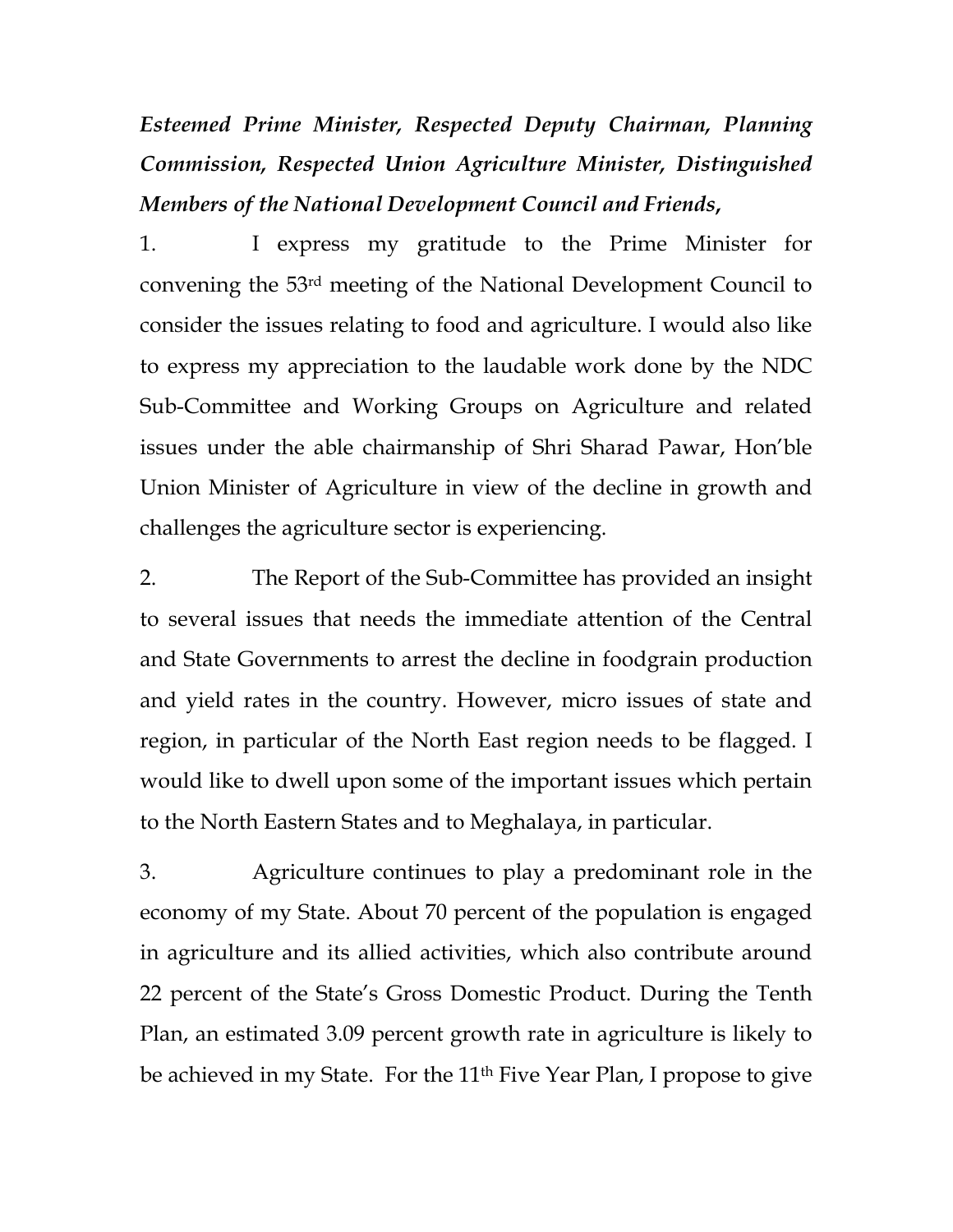***Esteemed Prime Minister, Respected Deputy Chairman, Planning Commission, Respected Union Agriculture Minister, Distinguished Members of the National Development Council and Friends,***

1. I express my gratitude to the Prime Minister for convening the 53rd meeting of the National Development Council to consider the issues relating to food and agriculture. I would also like to express my appreciation to the laudable work done by the NDC Sub-Committee and Working Groups on Agriculture and related issues under the able chairmanship of Shri Sharad Pawar, Hon'ble Union Minister of Agriculture in view of the decline in growth and challenges the agriculture sector is experiencing.

2. The Report of the Sub-Committee has provided an insight to several issues that needs the immediate attention of the Central and State Governments to arrest the decline in foodgrain production and yield rates in the country. However, micro issues of state and region, in particular of the North East region needs to be flagged. I would like to dwell upon some of the important issues which pertain to the North Eastern States and to Meghalaya, in particular.

3. Agriculture continues to play a predominant role in the economy of my State. About 70 percent of the population is engaged in agriculture and its allied activities, which also contribute around 22 percent of the State's Gross Domestic Product. During the Tenth Plan, an estimated 3.09 percent growth rate in agriculture is likely to be achieved in my State. For the 11th Five Year Plan, I propose to give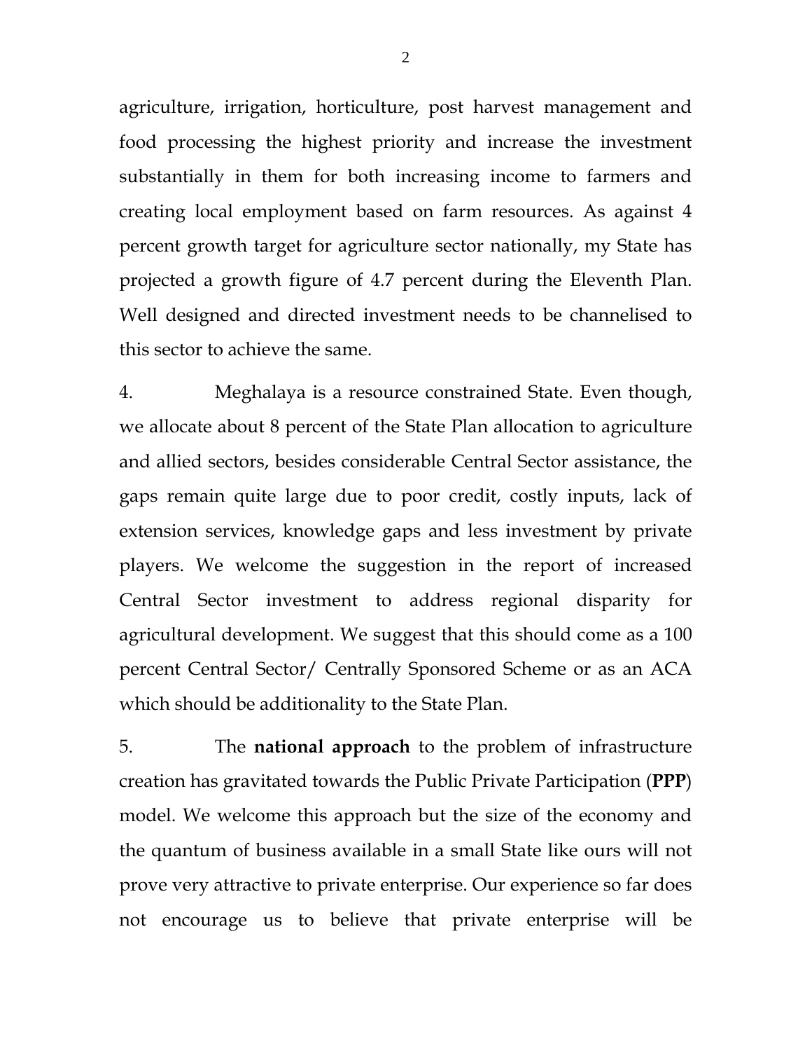agriculture, irrigation, horticulture, post harvest management and food processing the highest priority and increase the investment substantially in them for both increasing income to farmers and creating local employment based on farm resources. As against 4 percent growth target for agriculture sector nationally, my State has projected a growth figure of 4.7 percent during the Eleventh Plan. Well designed and directed investment needs to be channelised to this sector to achieve the same.

4. Meghalaya is a resource constrained State. Even though, we allocate about 8 percent of the State Plan allocation to agriculture and allied sectors, besides considerable Central Sector assistance, the gaps remain quite large due to poor credit, costly inputs, lack of extension services, knowledge gaps and less investment by private players. We welcome the suggestion in the report of increased Central Sector investment to address regional disparity for agricultural development. We suggest that this should come as a 100 percent Central Sector/ Centrally Sponsored Scheme or as an ACA which should be additionality to the State Plan.

5. The **national approach** to the problem of infrastructure creation has gravitated towards the Public Private Participation (**PPP**) model. We welcome this approach but the size of the economy and the quantum of business available in a small State like ours will not prove very attractive to private enterprise. Our experience so far does not encourage us to believe that private enterprise will be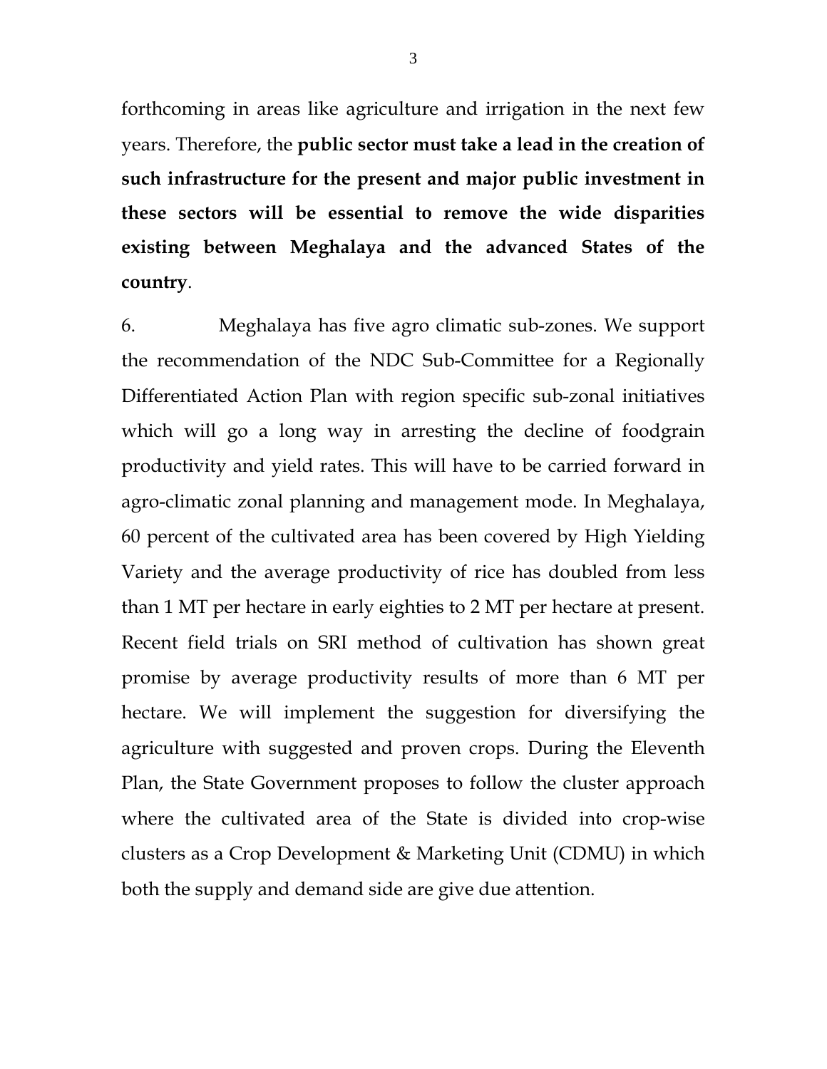forthcoming in areas like agriculture and irrigation in the next few years. Therefore, the **public sector must take a lead in the creation of such infrastructure for the present and major public investment in these sectors will be essential to remove the wide disparities existing between Meghalaya and the advanced States of the country**.

6. Meghalaya has five agro climatic sub-zones. We support the recommendation of the NDC Sub-Committee for a Regionally Differentiated Action Plan with region specific sub-zonal initiatives which will go a long way in arresting the decline of foodgrain productivity and yield rates. This will have to be carried forward in agro-climatic zonal planning and management mode. In Meghalaya, 60 percent of the cultivated area has been covered by High Yielding Variety and the average productivity of rice has doubled from less than 1 MT per hectare in early eighties to 2 MT per hectare at present. Recent field trials on SRI method of cultivation has shown great promise by average productivity results of more than 6 MT per hectare. We will implement the suggestion for diversifying the agriculture with suggested and proven crops. During the Eleventh Plan, the State Government proposes to follow the cluster approach where the cultivated area of the State is divided into crop-wise clusters as a Crop Development & Marketing Unit (CDMU) in which both the supply and demand side are give due attention.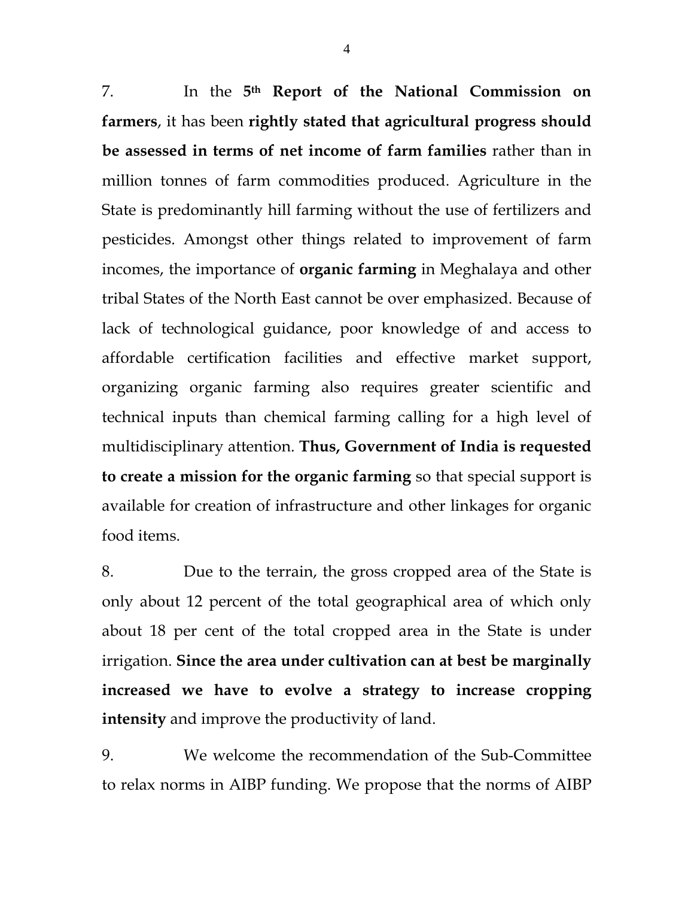7. In the **5th Report of the National Commission on farmers**, it has been **rightly stated that agricultural progress should be assessed in terms of net income of farm families** rather than in million tonnes of farm commodities produced. Agriculture in the State is predominantly hill farming without the use of fertilizers and pesticides. Amongst other things related to improvement of farm incomes, the importance of **organic farming** in Meghalaya and other tribal States of the North East cannot be over emphasized. Because of lack of technological guidance, poor knowledge of and access to affordable certification facilities and effective market support, organizing organic farming also requires greater scientific and technical inputs than chemical farming calling for a high level of multidisciplinary attention. **Thus, Government of India is requested to create a mission for the organic farming** so that special support is available for creation of infrastructure and other linkages for organic food items.

8. Due to the terrain, the gross cropped area of the State is only about 12 percent of the total geographical area of which only about 18 per cent of the total cropped area in the State is under irrigation. **Since the area under cultivation can at best be marginally increased we have to evolve a strategy to increase cropping intensity** and improve the productivity of land.

9. We welcome the recommendation of the Sub-Committee to relax norms in AIBP funding. We propose that the norms of AIBP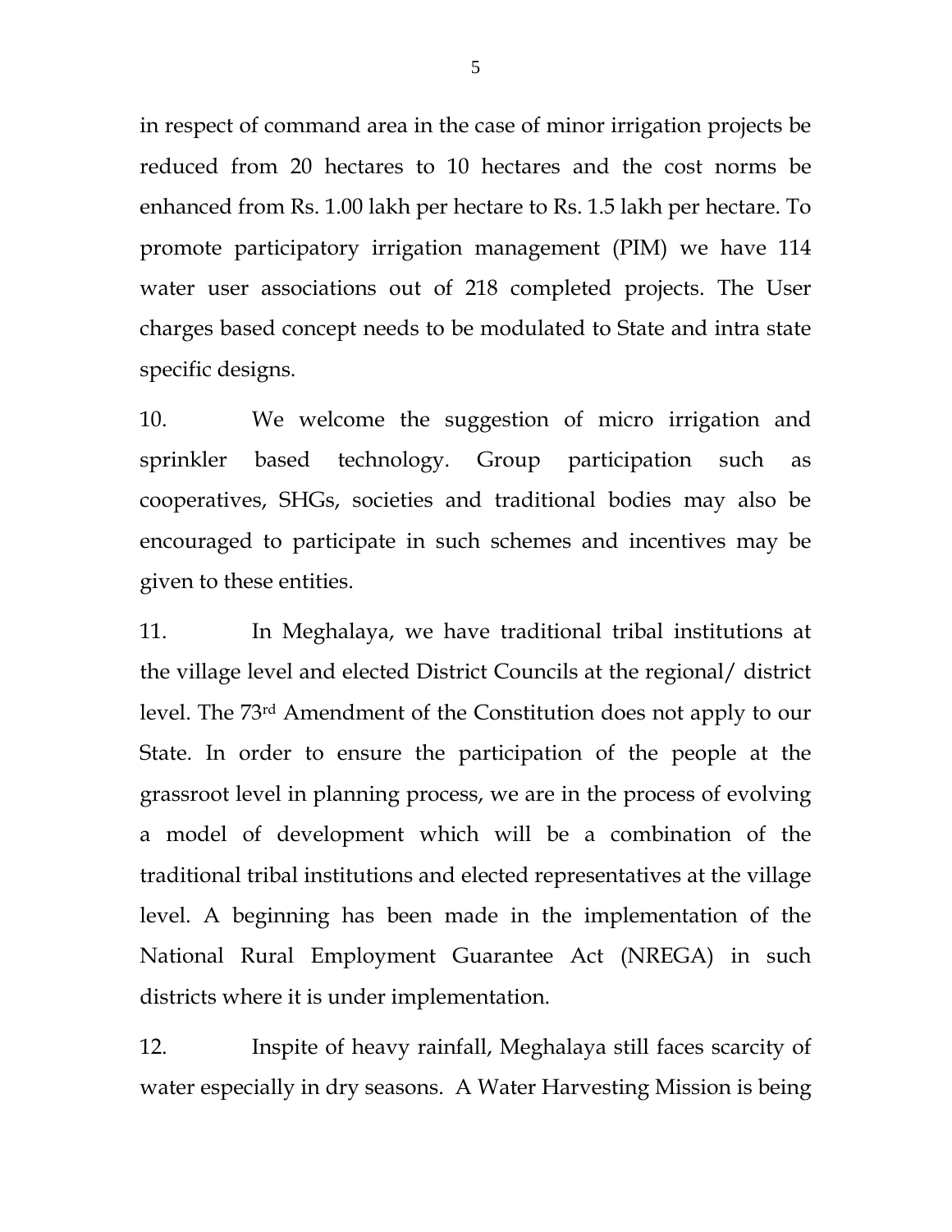in respect of command area in the case of minor irrigation projects be reduced from 20 hectares to 10 hectares and the cost norms be enhanced from Rs. 1.00 lakh per hectare to Rs. 1.5 lakh per hectare. To promote participatory irrigation management (PIM) we have 114 water user associations out of 218 completed projects. The User charges based concept needs to be modulated to State and intra state specific designs.

10. We welcome the suggestion of micro irrigation and sprinkler based technology. Group participation such as cooperatives, SHGs, societies and traditional bodies may also be encouraged to participate in such schemes and incentives may be given to these entities.

11. In Meghalaya, we have traditional tribal institutions at the village level and elected District Councils at the regional/ district level. The 73rd Amendment of the Constitution does not apply to our State. In order to ensure the participation of the people at the grassroot level in planning process, we are in the process of evolving a model of development which will be a combination of the traditional tribal institutions and elected representatives at the village level. A beginning has been made in the implementation of the National Rural Employment Guarantee Act (NREGA) in such districts where it is under implementation.

12. Inspite of heavy rainfall, Meghalaya still faces scarcity of water especially in dry seasons. A Water Harvesting Mission is being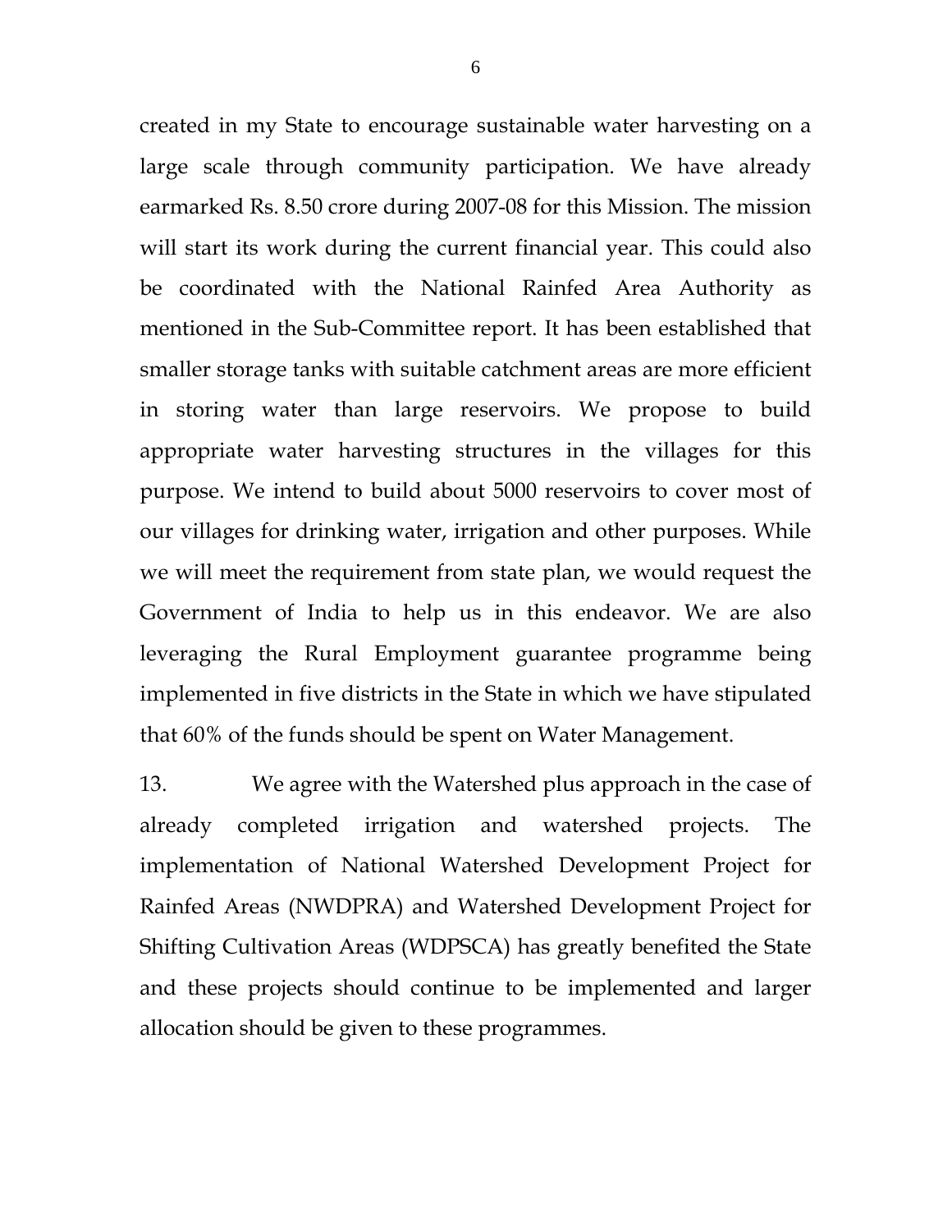created in my State to encourage sustainable water harvesting on a large scale through community participation. We have already earmarked Rs. 8.50 crore during 2007-08 for this Mission. The mission will start its work during the current financial year. This could also be coordinated with the National Rainfed Area Authority as mentioned in the Sub-Committee report. It has been established that smaller storage tanks with suitable catchment areas are more efficient in storing water than large reservoirs. We propose to build appropriate water harvesting structures in the villages for this purpose. We intend to build about 5000 reservoirs to cover most of our villages for drinking water, irrigation and other purposes. While we will meet the requirement from state plan, we would request the Government of India to help us in this endeavor. We are also leveraging the Rural Employment guarantee programme being implemented in five districts in the State in which we have stipulated that 60% of the funds should be spent on Water Management.

13. We agree with the Watershed plus approach in the case of already completed irrigation and watershed projects. The implementation of National Watershed Development Project for Rainfed Areas (NWDPRA) and Watershed Development Project for Shifting Cultivation Areas (WDPSCA) has greatly benefited the State and these projects should continue to be implemented and larger allocation should be given to these programmes.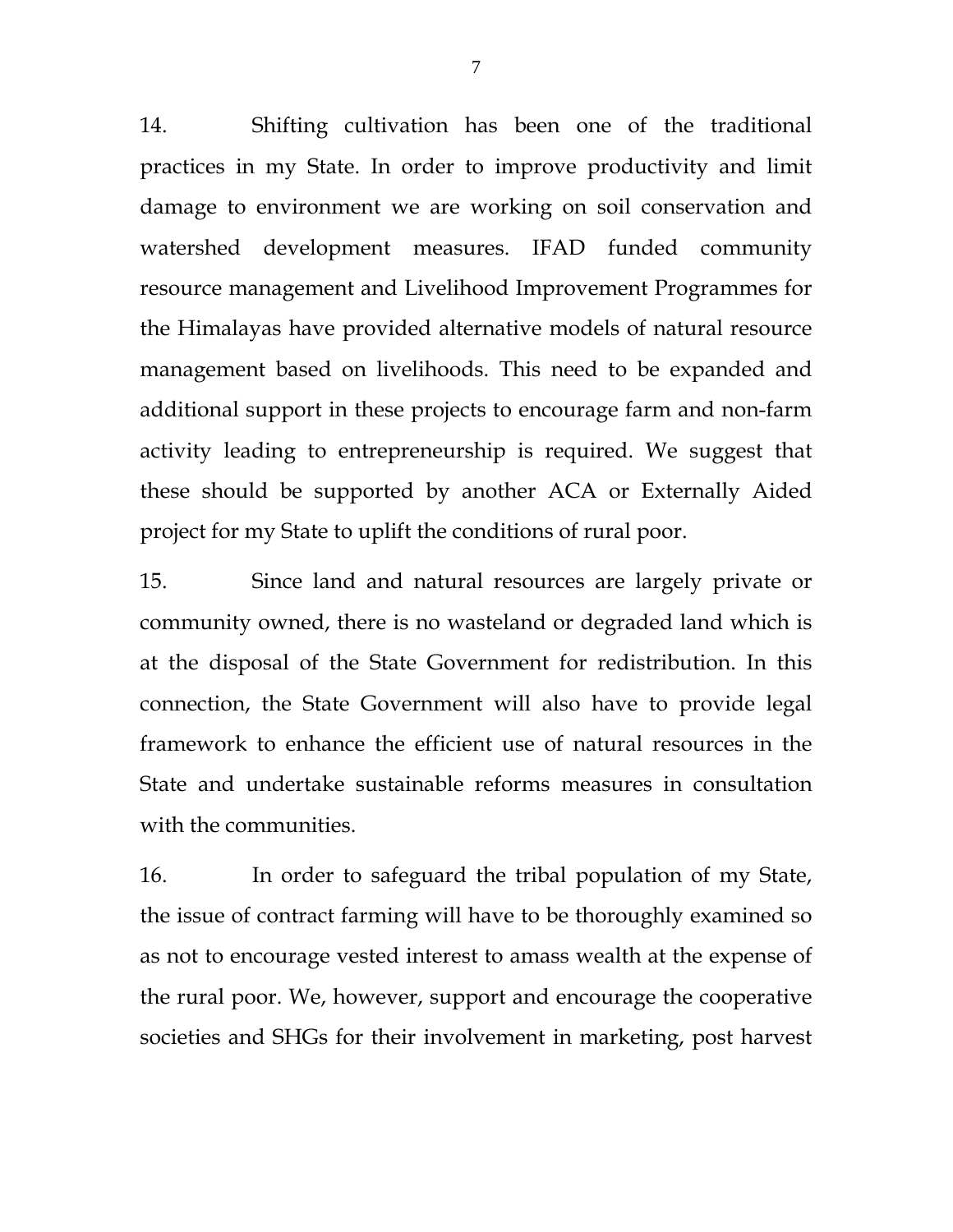14. Shifting cultivation has been one of the traditional practices in my State. In order to improve productivity and limit damage to environment we are working on soil conservation and watershed development measures. IFAD funded community resource management and Livelihood Improvement Programmes for the Himalayas have provided alternative models of natural resource management based on livelihoods. This need to be expanded and additional support in these projects to encourage farm and non-farm activity leading to entrepreneurship is required. We suggest that these should be supported by another ACA or Externally Aided project for my State to uplift the conditions of rural poor.

15. Since land and natural resources are largely private or community owned, there is no wasteland or degraded land which is at the disposal of the State Government for redistribution. In this connection, the State Government will also have to provide legal framework to enhance the efficient use of natural resources in the State and undertake sustainable reforms measures in consultation with the communities.

16. In order to safeguard the tribal population of my State, the issue of contract farming will have to be thoroughly examined so as not to encourage vested interest to amass wealth at the expense of the rural poor. We, however, support and encourage the cooperative societies and SHGs for their involvement in marketing, post harvest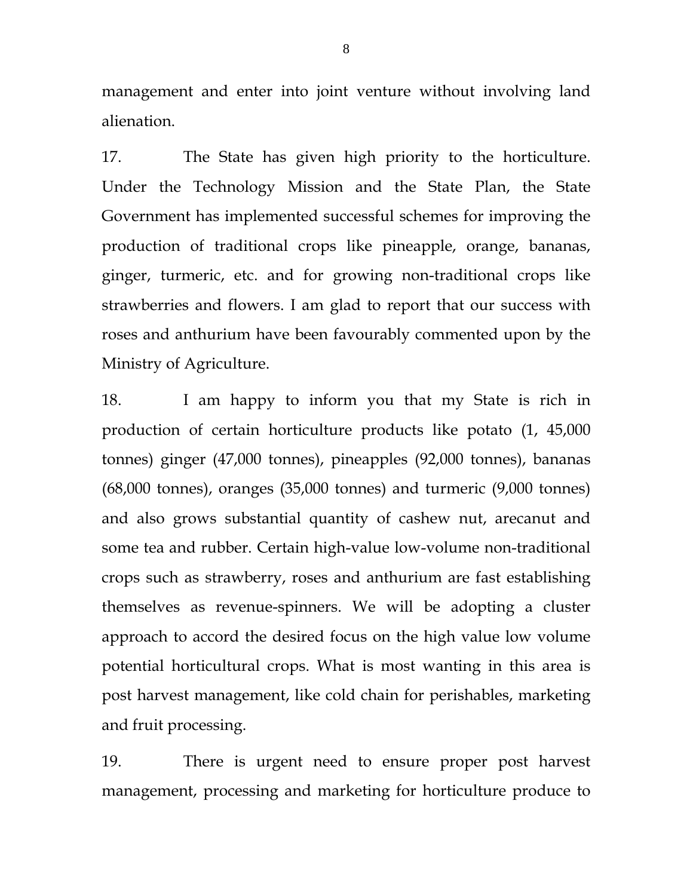management and enter into joint venture without involving land alienation.

17. The State has given high priority to the horticulture. Under the Technology Mission and the State Plan, the State Government has implemented successful schemes for improving the production of traditional crops like pineapple, orange, bananas, ginger, turmeric, etc. and for growing non-traditional crops like strawberries and flowers. I am glad to report that our success with roses and anthurium have been favourably commented upon by the Ministry of Agriculture.

18. I am happy to inform you that my State is rich in production of certain horticulture products like potato (1, 45,000 tonnes) ginger (47,000 tonnes), pineapples (92,000 tonnes), bananas (68,000 tonnes), oranges (35,000 tonnes) and turmeric (9,000 tonnes) and also grows substantial quantity of cashew nut, arecanut and some tea and rubber. Certain high-value low-volume non-traditional crops such as strawberry, roses and anthurium are fast establishing themselves as revenue-spinners. We will be adopting a cluster approach to accord the desired focus on the high value low volume potential horticultural crops. What is most wanting in this area is post harvest management, like cold chain for perishables, marketing and fruit processing.

19. There is urgent need to ensure proper post harvest management, processing and marketing for horticulture produce to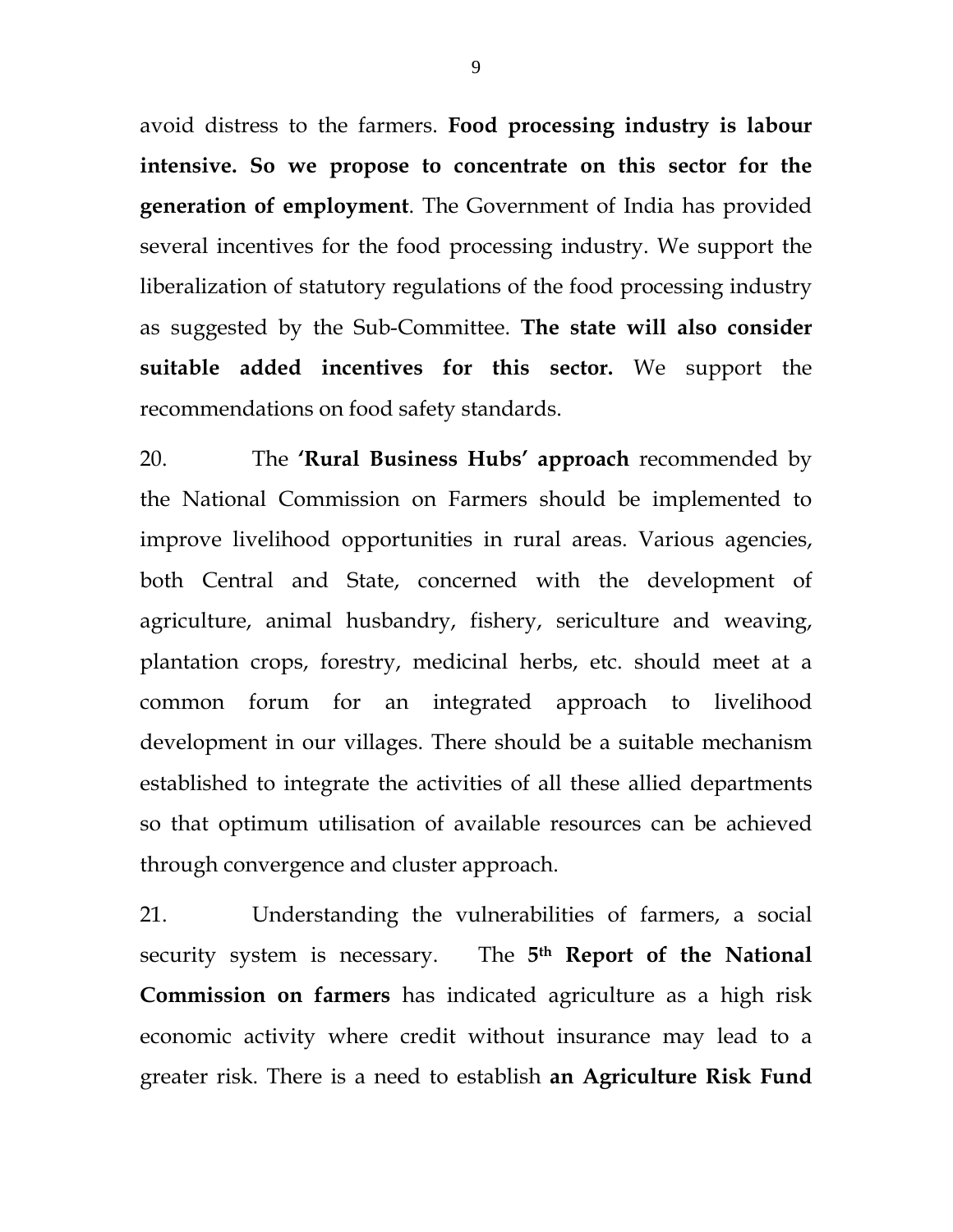avoid distress to the farmers. **Food processing industry is labour intensive. So we propose to concentrate on this sector for the generation of employment**. The Government of India has provided several incentives for the food processing industry. We support the liberalization of statutory regulations of the food processing industry as suggested by the Sub-Committee. **The state will also consider suitable added incentives for this sector.** We support the recommendations on food safety standards.

20. The **'Rural Business Hubs' approach** recommended by the National Commission on Farmers should be implemented to improve livelihood opportunities in rural areas. Various agencies, both Central and State, concerned with the development of agriculture, animal husbandry, fishery, sericulture and weaving, plantation crops, forestry, medicinal herbs, etc. should meet at a common forum for an integrated approach to livelihood development in our villages. There should be a suitable mechanism established to integrate the activities of all these allied departments so that optimum utilisation of available resources can be achieved through convergence and cluster approach.

21. Understanding the vulnerabilities of farmers, a social security system is necessary. The **5th Report of the National Commission on farmers** has indicated agriculture as a high risk economic activity where credit without insurance may lead to a greater risk. There is a need to establish **an Agriculture Risk Fund**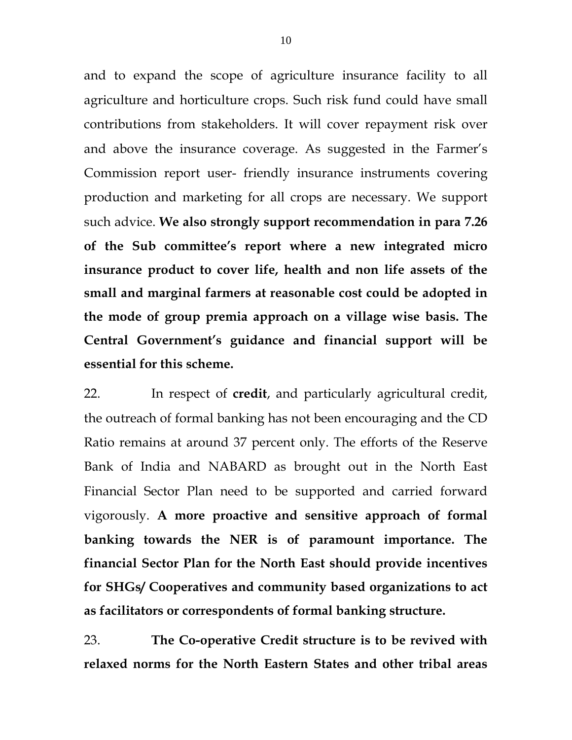and to expand the scope of agriculture insurance facility to all agriculture and horticulture crops. Such risk fund could have small contributions from stakeholders. It will cover repayment risk over and above the insurance coverage. As suggested in the Farmer's Commission report user- friendly insurance instruments covering production and marketing for all crops are necessary. We support such advice. **We also strongly support recommendation in para 7.26 of the Sub committee's report where a new integrated micro insurance product to cover life, health and non life assets of the small and marginal farmers at reasonable cost could be adopted in the mode of group premia approach on a village wise basis. The Central Government's guidance and financial support will be essential for this scheme.**

22. In respect of **credit**, and particularly agricultural credit, the outreach of formal banking has not been encouraging and the CD Ratio remains at around 37 percent only. The efforts of the Reserve Bank of India and NABARD as brought out in the North East Financial Sector Plan need to be supported and carried forward vigorously. **A more proactive and sensitive approach of formal banking towards the NER is of paramount importance. The financial Sector Plan for the North East should provide incentives for SHGs/ Cooperatives and community based organizations to act as facilitators or correspondents of formal banking structure.**

23. **The Co-operative Credit structure is to be revived with relaxed norms for the North Eastern States and other tribal areas**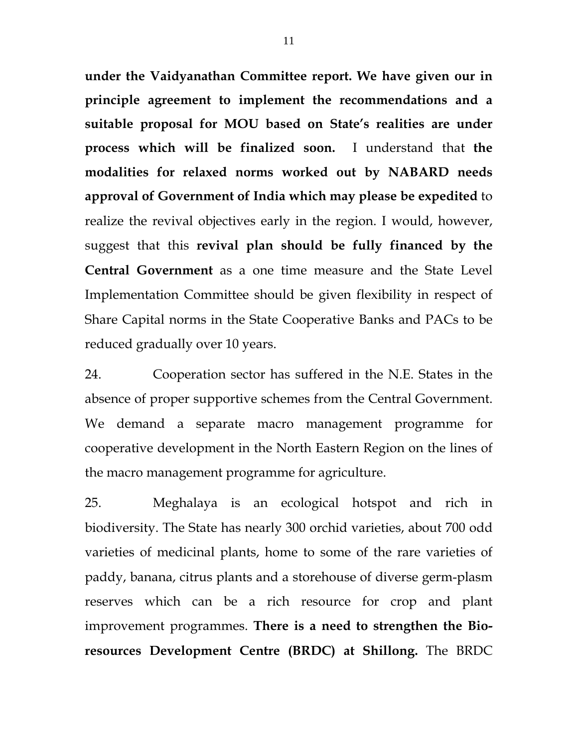**under the Vaidyanathan Committee report. We have given our in principle agreement to implement the recommendations and a suitable proposal for MOU based on State's realities are under process which will be finalized soon.** I understand that **the modalities for relaxed norms worked out by NABARD needs approval of Government of India which may please be expedited** to realize the revival objectives early in the region. I would, however, suggest that this **revival plan should be fully financed by the Central Government** as a one time measure and the State Level Implementation Committee should be given flexibility in respect of Share Capital norms in the State Cooperative Banks and PACs to be reduced gradually over 10 years.

24. Cooperation sector has suffered in the N.E. States in the absence of proper supportive schemes from the Central Government. We demand a separate macro management programme for cooperative development in the North Eastern Region on the lines of the macro management programme for agriculture.

25. Meghalaya is an ecological hotspot and rich in biodiversity. The State has nearly 300 orchid varieties, about 700 odd varieties of medicinal plants, home to some of the rare varieties of paddy, banana, citrus plants and a storehouse of diverse germ-plasm reserves which can be a rich resource for crop and plant improvement programmes. **There is a need to strengthen the Bio-resources Development Centre (BRDC) at Shillong.** The BRDC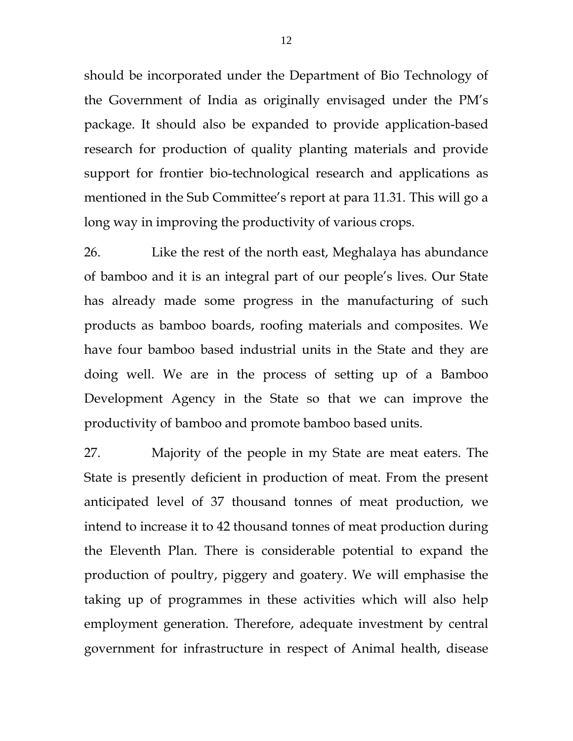should be incorporated under the Department of Bio Technology of the Government of India as originally envisaged under the PM's package. It should also be expanded to provide application-based research for production of quality planting materials and provide support for frontier bio-technological research and applications as mentioned in the Sub Committee's report at para 11.31. This will go a long way in improving the productivity of various crops.

26. Like the rest of the north east, Meghalaya has abundance of bamboo and it is an integral part of our people's lives. Our State has already made some progress in the manufacturing of such products as bamboo boards, roofing materials and composites. We have four bamboo based industrial units in the State and they are doing well. We are in the process of setting up of a Bamboo Development Agency in the State so that we can improve the productivity of bamboo and promote bamboo based units.

27. Majority of the people in my State are meat eaters. The State is presently deficient in production of meat. From the present anticipated level of 37 thousand tonnes of meat production, we intend to increase it to 42 thousand tonnes of meat production during the Eleventh Plan. There is considerable potential to expand the production of poultry, piggery and goatery. We will emphasise the taking up of programmes in these activities which will also help employment generation. Therefore, adequate investment by central government for infrastructure in respect of Animal health, disease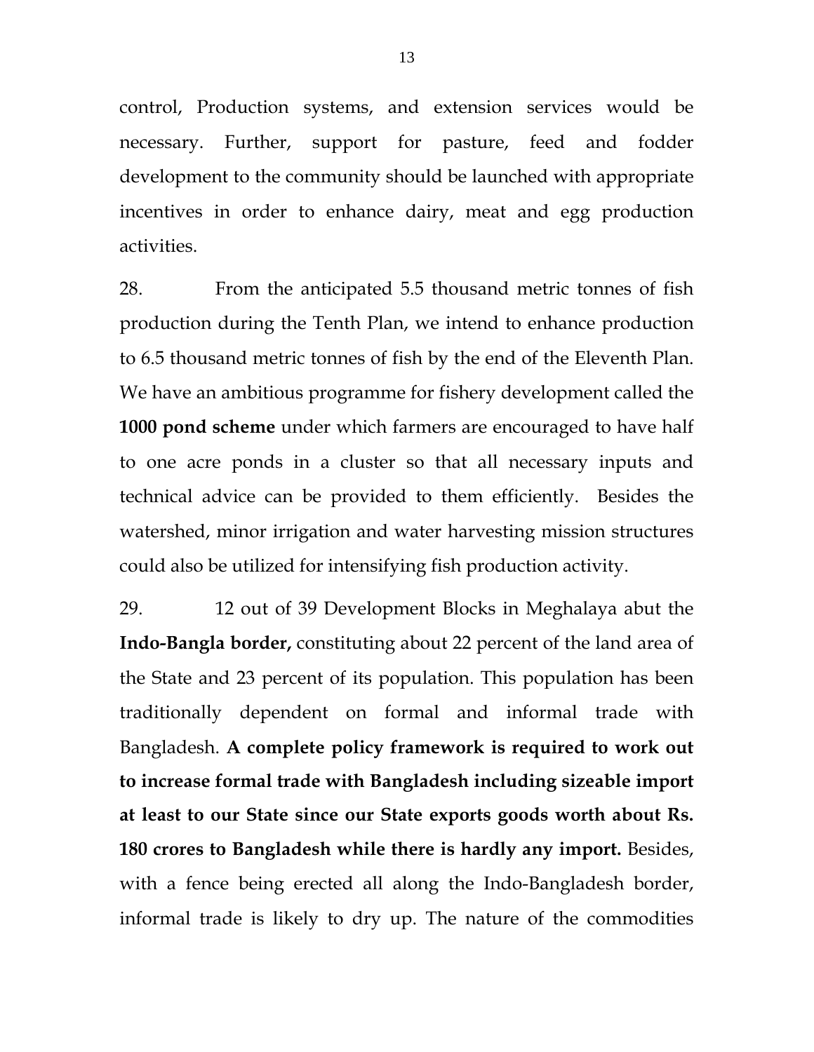control, Production systems, and extension services would be necessary. Further, support for pasture, feed and fodder development to the community should be launched with appropriate incentives in order to enhance dairy, meat and egg production activities.

28. From the anticipated 5.5 thousand metric tonnes of fish production during the Tenth Plan, we intend to enhance production to 6.5 thousand metric tonnes of fish by the end of the Eleventh Plan. We have an ambitious programme for fishery development called the **1000 pond scheme** under which farmers are encouraged to have half to one acre ponds in a cluster so that all necessary inputs and technical advice can be provided to them efficiently. Besides the watershed, minor irrigation and water harvesting mission structures could also be utilized for intensifying fish production activity.

29. 12 out of 39 Development Blocks in Meghalaya abut the **Indo-Bangla border,** constituting about 22 percent of the land area of the State and 23 percent of its population. This population has been traditionally dependent on formal and informal trade with Bangladesh. **A complete policy framework is required to work out to increase formal trade with Bangladesh including sizeable import at least to our State since our State exports goods worth about Rs. 180 crores to Bangladesh while there is hardly any import.** Besides, with a fence being erected all along the Indo-Bangladesh border, informal trade is likely to dry up. The nature of the commodities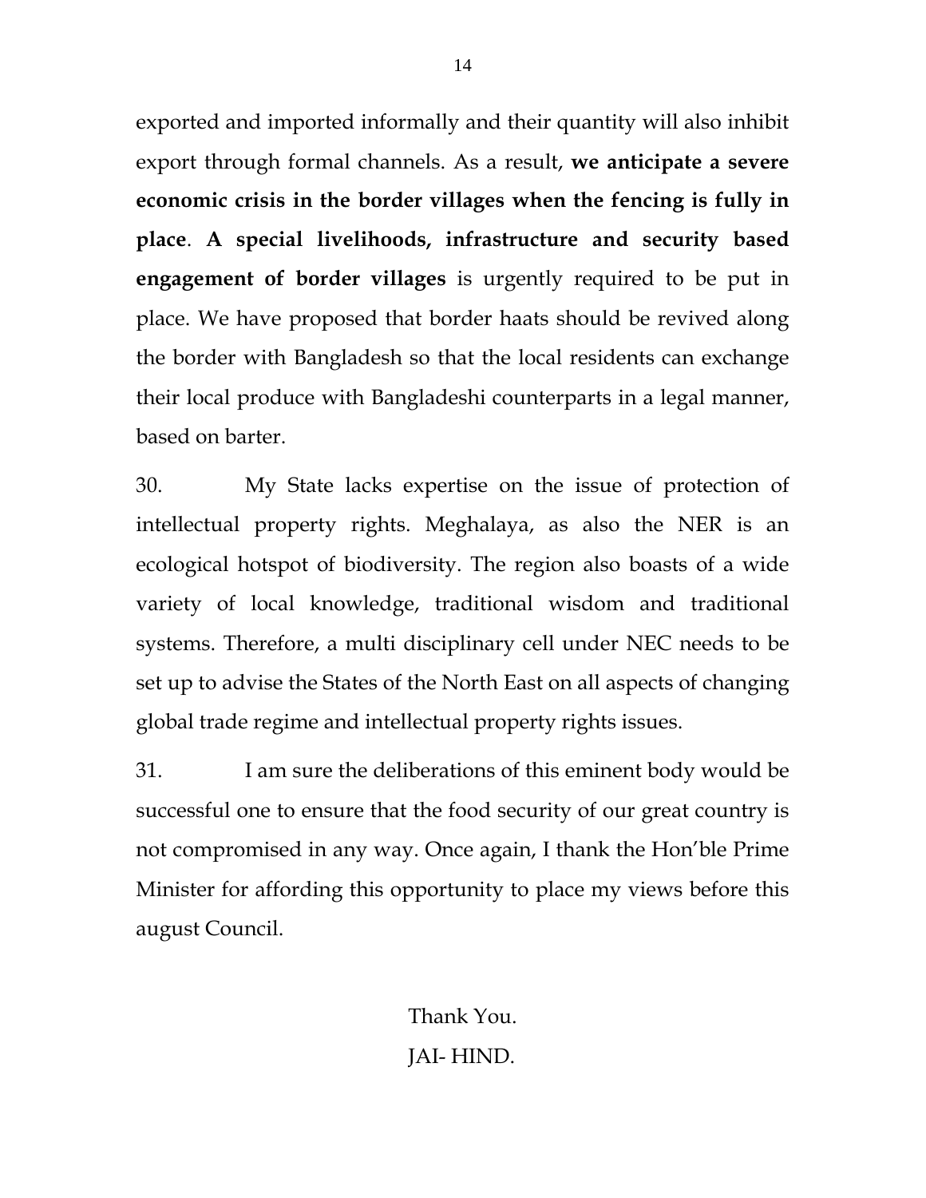exported and imported informally and their quantity will also inhibit export through formal channels. As a result, **we anticipate a severe economic crisis in the border villages when the fencing is fully in place**. **A special livelihoods, infrastructure and security based engagement of border villages** is urgently required to be put in place. We have proposed that border haats should be revived along the border with Bangladesh so that the local residents can exchange their local produce with Bangladeshi counterparts in a legal manner, based on barter.

30. My State lacks expertise on the issue of protection of intellectual property rights. Meghalaya, as also the NER is an ecological hotspot of biodiversity. The region also boasts of a wide variety of local knowledge, traditional wisdom and traditional systems. Therefore, a multi disciplinary cell under NEC needs to be set up to advise the States of the North East on all aspects of changing global trade regime and intellectual property rights issues.

31. I am sure the deliberations of this eminent body would be successful one to ensure that the food security of our great country is not compromised in any way. Once again, I thank the Hon'ble Prime Minister for affording this opportunity to place my views before this august Council.

Thank You.

JAI- HIND.